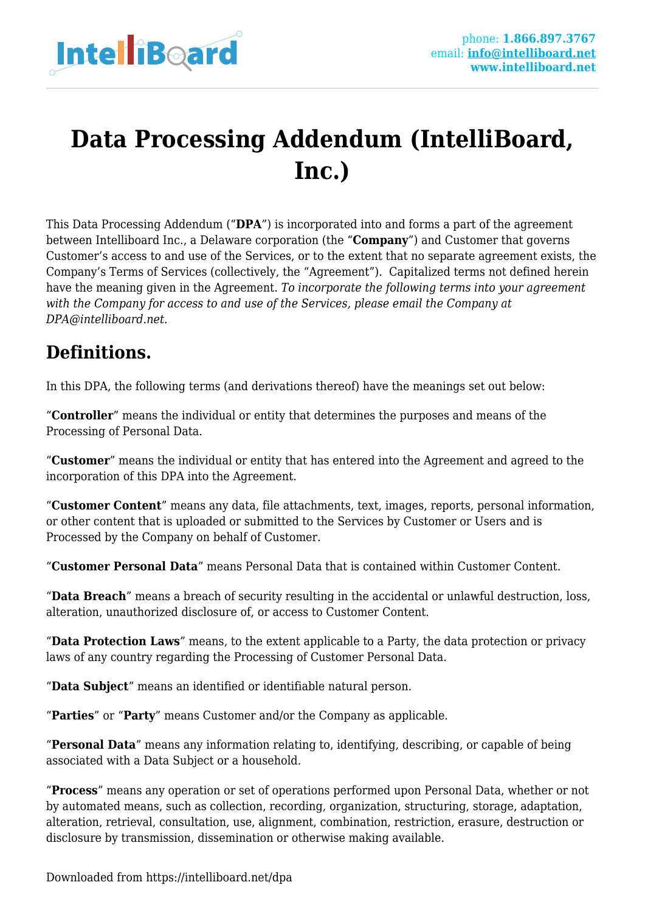# Data Processing Addendum (IntelliBoard, Inc.)

This Data Processing Addendum ("**DPA**") is incorporated into and forms a part of the agreement between Intelliboard Inc., a Delaware corporation (the "**Company**") and Customer that governs Customer's access to and use of the Services, or to the extent that no separate agreement exists, the Company's Terms of Services (collectively, the "Agreement"). Capitalized terms not defined herein have the meaning given in the Agreement. *To incorporate the following terms into your agreement with the Company for access to and use of the Services, please email the Company at DPA@intelliboard.net.*

## Definitions.

In this DPA, the following terms (and derivations thereof) have the meanings set out below:

"**Controller**" means the individual or entity that determines the purposes and means of the Processing of Personal Data.

"**Customer**" means the individual or entity that has entered into the Agreement and agreed to the incorporation of this DPA into the Agreement.

"**Customer Content**" means any data, file attachments, text, images, reports, personal information, or other content that is uploaded or submitted to the Services by Customer or Users and is Processed by the Company on behalf of Customer.

"**Customer Personal Data**" means Personal Data that is contained within Customer Content.

"**Data Breach**" means a breach of security resulting in the accidental or unlawful destruction, loss, alteration, unauthorized disclosure of, or access to Customer Content.

"**Data Protection Laws**" means, to the extent applicable to a Party, the data protection or privacy laws of any country regarding the Processing of Customer Personal Data.

"**Data Subject**" means an identified or identifiable natural person.

"**Parties**" or "**Party**" means Customer and/or the Company as applicable.

"**Personal Data**" means any information relating to, identifying, describing, or capable of being associated with a Data Subject or a household.

"**Process**" means any operation or set of operations performed upon Personal Data, whether or not by automated means, such as collection, recording, organization, structuring, storage, adaptation, alteration, retrieval, consultation, use, alignment, combination, restriction, erasure, destruction or disclosure by transmission, dissemination or otherwise making available.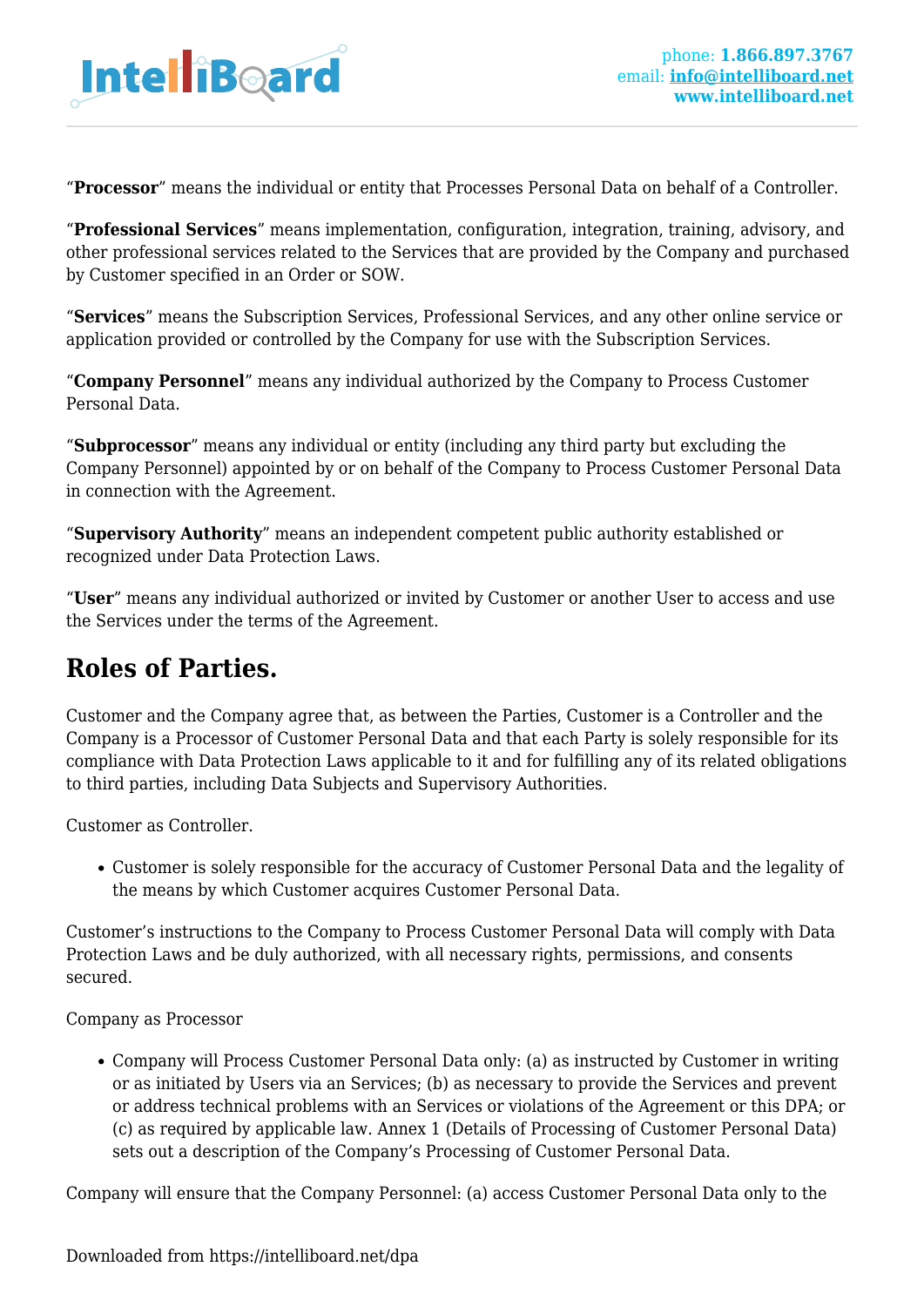"**Processor**" means the individual or entity that Processes Personal Data on behalf of a Controller.

"**Professional Services**" means implementation, configuration, integration, training, advisory, and other professional services related to the Services that are provided by the Company and purchased by Customer specified in an Order or SOW.

"**Services**" means the Subscription Services, Professional Services, and any other online service or application provided or controlled by the Company for use with the Subscription Services.

"**Company Personnel**" means any individual authorized by the Company to Process Customer Personal Data.

"**Subprocessor**" means any individual or entity (including any third party but excluding the Company Personnel) appointed by or on behalf of the Company to Process Customer Personal Data in connection with the Agreement.

"**Supervisory Authority**" means an independent competent public authority established or recognized under Data Protection Laws.

"**User**" means any individual authorized or invited by Customer or another User to access and use the Services under the terms of the Agreement.

# Roles of Parties.

Customer and the Company agree that, as between the Parties, Customer is a Controller and the Company is a Processor of Customer Personal Data and that each Party is solely responsible for its compliance with Data Protection Laws applicable to it and for fulfilling any of its related obligations to third parties, including Data Subjects and Supervisory Authorities.

Customer as Controller.

- Customer is solely responsible for the accuracy of Customer Personal Data and the legality of the means by which Customer acquires Customer Personal Data.

Customer's instructions to the Company to Process Customer Personal Data will comply with Data Protection Laws and be duly authorized, with all necessary rights, permissions, and consents secured.

Company as Processor

- Company will Process Customer Personal Data only: (a) as instructed by Customer in writing or as initiated by Users via an Services; (b) as necessary to provide the Services and prevent or address technical problems with an Services or violations of the Agreement or this DPA; or (c) as required by applicable law. Annex 1 (Details of Processing of Customer Personal Data) sets out a description of the Company's Processing of Customer Personal Data.

Company will ensure that the Company Personnel: (a) access Customer Personal Data only to the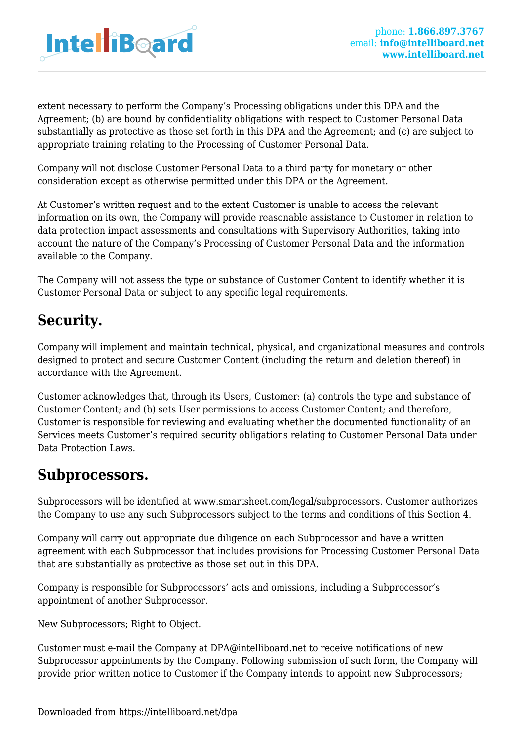extent necessary to perform the Company's Processing obligations under this DPA and the Agreement; (b) are bound by confidentiality obligations with respect to Customer Personal Data substantially as protective as those set forth in this DPA and the Agreement; and (c) are subject to appropriate training relating to the Processing of Customer Personal Data.

Company will not disclose Customer Personal Data to a third party for monetary or other consideration except as otherwise permitted under this DPA or the Agreement.

At Customer's written request and to the extent Customer is unable to access the relevant information on its own, the Company will provide reasonable assistance to Customer in relation to data protection impact assessments and consultations with Supervisory Authorities, taking into account the nature of the Company's Processing of Customer Personal Data and the information available to the Company.

The Company will not assess the type or substance of Customer Content to identify whether it is Customer Personal Data or subject to any specific legal requirements.

## Security.

Company will implement and maintain technical, physical, and organizational measures and controls designed to protect and secure Customer Content (including the return and deletion thereof) in accordance with the Agreement.

Customer acknowledges that, through its Users, Customer: (a) controls the type and substance of Customer Content; and (b) sets User permissions to access Customer Content; and therefore, Customer is responsible for reviewing and evaluating whether the documented functionality of an Services meets Customer's required security obligations relating to Customer Personal Data under Data Protection Laws.

## Subprocessors.

Subprocessors will be identified at www.smartsheet.com/legal/subprocessors. Customer authorizes the Company to use any such Subprocessors subject to the terms and conditions of this Section 4.

Company will carry out appropriate due diligence on each Subprocessor and have a written agreement with each Subprocessor that includes provisions for Processing Customer Personal Data that are substantially as protective as those set out in this DPA.

Company is responsible for Subprocessors' acts and omissions, including a Subprocessor's appointment of another Subprocessor.

New Subprocessors; Right to Object.

Customer must e-mail the Company at DPA@intelliboard.net to receive notifications of new Subprocessor appointments by the Company. Following submission of such form, the Company will provide prior written notice to Customer if the Company intends to appoint new Subprocessors;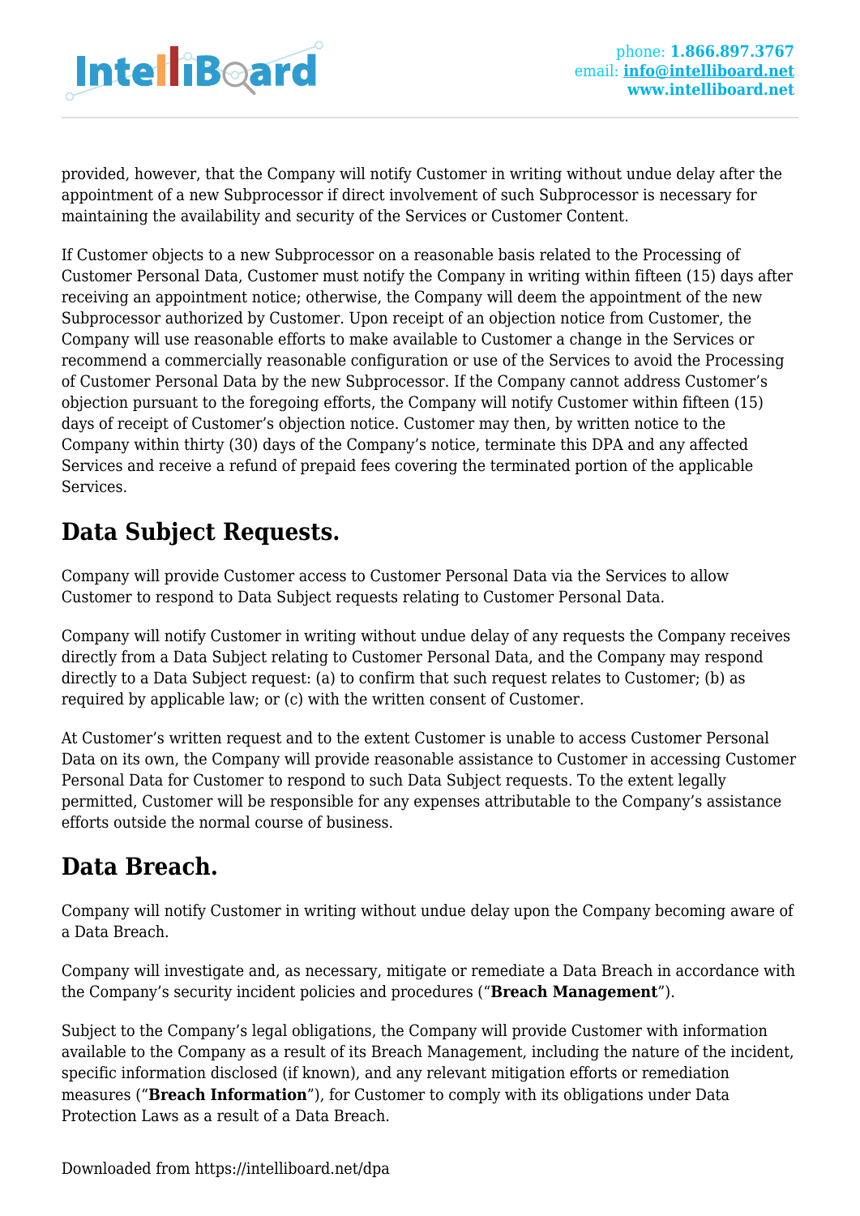provided, however, that the Company will notify Customer in writing without undue delay after the appointment of a new Subprocessor if direct involvement of such Subprocessor is necessary for maintaining the availability and security of the Services or Customer Content.

If Customer objects to a new Subprocessor on a reasonable basis related to the Processing of Customer Personal Data, Customer must notify the Company in writing within fifteen (15) days after receiving an appointment notice; otherwise, the Company will deem the appointment of the new Subprocessor authorized by Customer. Upon receipt of an objection notice from Customer, the Company will use reasonable efforts to make available to Customer a change in the Services or recommend a commercially reasonable configuration or use of the Services to avoid the Processing of Customer Personal Data by the new Subprocessor. If the Company cannot address Customer's objection pursuant to the foregoing efforts, the Company will notify Customer within fifteen (15) days of receipt of Customer's objection notice. Customer may then, by written notice to the Company within thirty (30) days of the Company's notice, terminate this DPA and any affected Services and receive a refund of prepaid fees covering the terminated portion of the applicable Services.

## Data Subject Requests.

Company will provide Customer access to Customer Personal Data via the Services to allow Customer to respond to Data Subject requests relating to Customer Personal Data.

Company will notify Customer in writing without undue delay of any requests the Company receives directly from a Data Subject relating to Customer Personal Data, and the Company may respond directly to a Data Subject request: (a) to confirm that such request relates to Customer; (b) as required by applicable law; or (c) with the written consent of Customer.

At Customer's written request and to the extent Customer is unable to access Customer Personal Data on its own, the Company will provide reasonable assistance to Customer in accessing Customer Personal Data for Customer to respond to such Data Subject requests. To the extent legally permitted, Customer will be responsible for any expenses attributable to the Company's assistance efforts outside the normal course of business.

## Data Breach.

Company will notify Customer in writing without undue delay upon the Company becoming aware of a Data Breach.

Company will investigate and, as necessary, mitigate or remediate a Data Breach in accordance with the Company's security incident policies and procedures ("**Breach Management**").

Subject to the Company's legal obligations, the Company will provide Customer with information available to the Company as a result of its Breach Management, including the nature of the incident, specific information disclosed (if known), and any relevant mitigation efforts or remediation measures ("**Breach Information**"), for Customer to comply with its obligations under Data Protection Laws as a result of a Data Breach.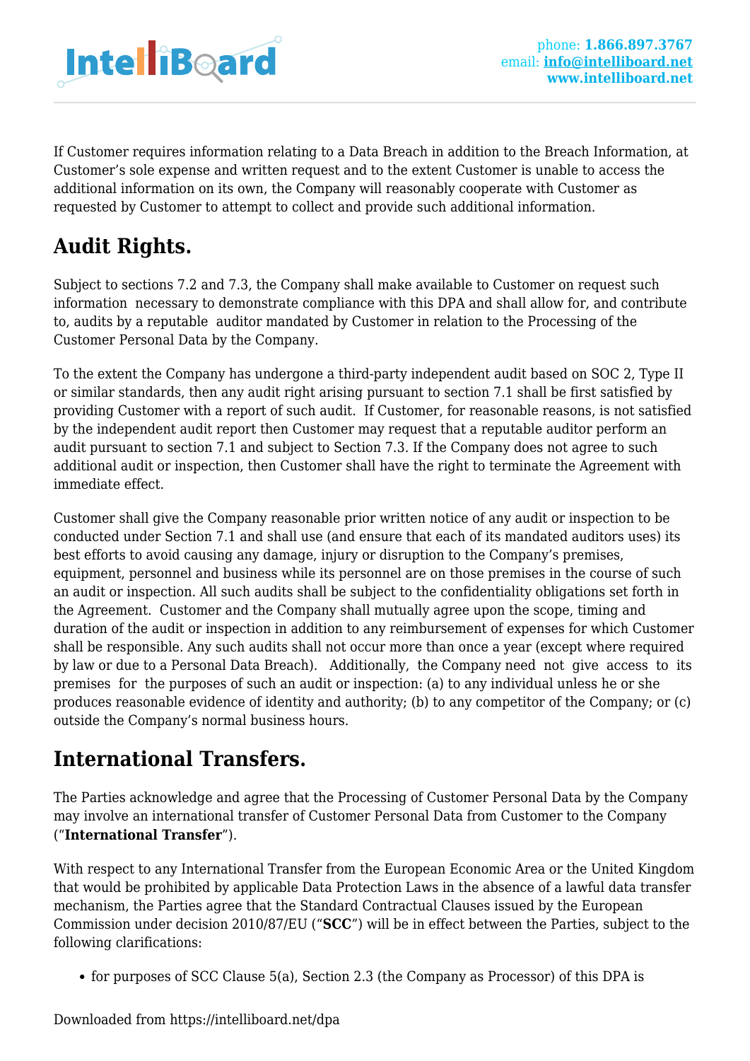If Customer requires information relating to a Data Breach in addition to the Breach Information, at Customer's sole expense and written request and to the extent Customer is unable to access the additional information on its own, the Company will reasonably cooperate with Customer as requested by Customer to attempt to collect and provide such additional information.

## Audit Rights.

Subject to sections 7.2 and 7.3, the Company shall make available to Customer on request such information necessary to demonstrate compliance with this DPA and shall allow for, and contribute to, audits by a reputable auditor mandated by Customer in relation to the Processing of the Customer Personal Data by the Company.

To the extent the Company has undergone a third-party independent audit based on SOC 2, Type II or similar standards, then any audit right arising pursuant to section 7.1 shall be first satisfied by providing Customer with a report of such audit. If Customer, for reasonable reasons, is not satisfied by the independent audit report then Customer may request that a reputable auditor perform an audit pursuant to section 7.1 and subject to Section 7.3. If the Company does not agree to such additional audit or inspection, then Customer shall have the right to terminate the Agreement with immediate effect.

Customer shall give the Company reasonable prior written notice of any audit or inspection to be conducted under Section 7.1 and shall use (and ensure that each of its mandated auditors uses) its best efforts to avoid causing any damage, injury or disruption to the Company's premises, equipment, personnel and business while its personnel are on those premises in the course of such an audit or inspection. All such audits shall be subject to the confidentiality obligations set forth in the Agreement. Customer and the Company shall mutually agree upon the scope, timing and duration of the audit or inspection in addition to any reimbursement of expenses for which Customer shall be responsible. Any such audits shall not occur more than once a year (except where required by law or due to a Personal Data Breach). Additionally, the Company need not give access to its premises for the purposes of such an audit or inspection: (a) to any individual unless he or she produces reasonable evidence of identity and authority; (b) to any competitor of the Company; or (c) outside the Company's normal business hours.

## International Transfers.

The Parties acknowledge and agree that the Processing of Customer Personal Data by the Company may involve an international transfer of Customer Personal Data from Customer to the Company ("**International Transfer**").

With respect to any International Transfer from the European Economic Area or the United Kingdom that would be prohibited by applicable Data Protection Laws in the absence of a lawful data transfer mechanism, the Parties agree that the Standard Contractual Clauses issued by the European Commission under decision 2010/87/EU ("**SCC**") will be in effect between the Parties, subject to the following clarifications:

- for purposes of SCC Clause 5(a), Section 2.3 (the Company as Processor) of this DPA is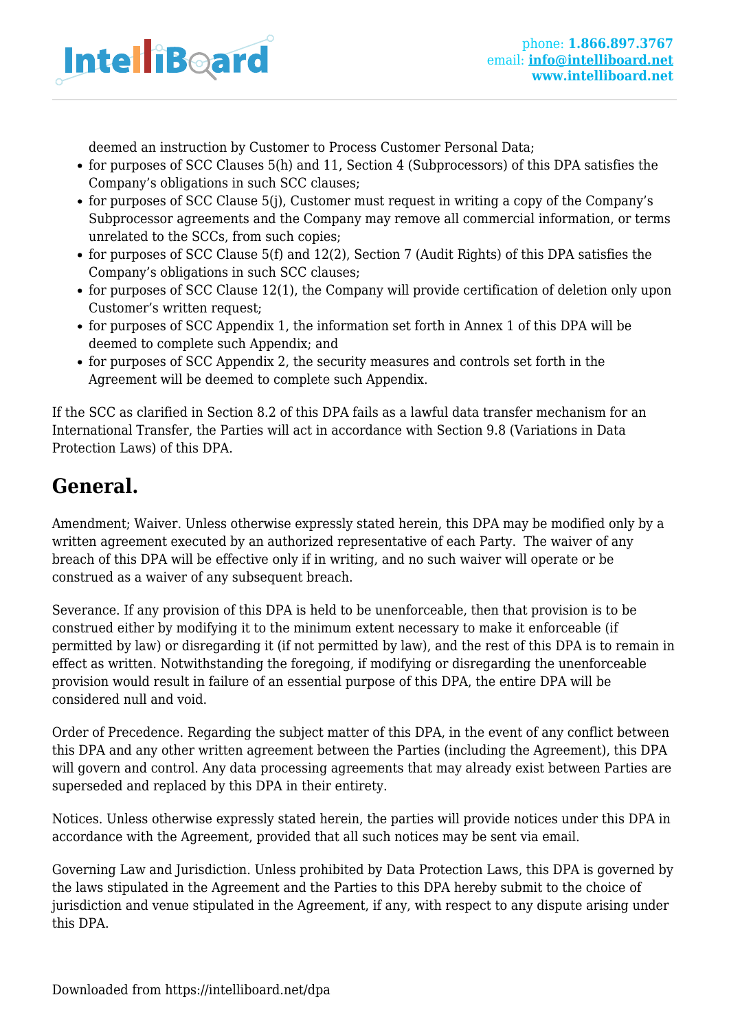deemed an instruction by Customer to Process Customer Personal Data;

- for purposes of SCC Clauses 5(h) and 11, Section 4 (Subprocessors) of this DPA satisfies the Company's obligations in such SCC clauses;
- for purposes of SCC Clause 5(j), Customer must request in writing a copy of the Company's Subprocessor agreements and the Company may remove all commercial information, or terms unrelated to the SCCs, from such copies;
- for purposes of SCC Clause 5(f) and 12(2), Section 7 (Audit Rights) of this DPA satisfies the Company's obligations in such SCC clauses;
- for purposes of SCC Clause 12(1), the Company will provide certification of deletion only upon Customer's written request;
- for purposes of SCC Appendix 1, the information set forth in Annex 1 of this DPA will be deemed to complete such Appendix; and
- for purposes of SCC Appendix 2, the security measures and controls set forth in the Agreement will be deemed to complete such Appendix.

If the SCC as clarified in Section 8.2 of this DPA fails as a lawful data transfer mechanism for an International Transfer, the Parties will act in accordance with Section 9.8 (Variations in Data Protection Laws) of this DPA.

## General.

Amendment; Waiver. Unless otherwise expressly stated herein, this DPA may be modified only by a written agreement executed by an authorized representative of each Party. The waiver of any breach of this DPA will be effective only if in writing, and no such waiver will operate or be construed as a waiver of any subsequent breach.

Severance. If any provision of this DPA is held to be unenforceable, then that provision is to be construed either by modifying it to the minimum extent necessary to make it enforceable (if permitted by law) or disregarding it (if not permitted by law), and the rest of this DPA is to remain in effect as written. Notwithstanding the foregoing, if modifying or disregarding the unenforceable provision would result in failure of an essential purpose of this DPA, the entire DPA will be considered null and void.

Order of Precedence. Regarding the subject matter of this DPA, in the event of any conflict between this DPA and any other written agreement between the Parties (including the Agreement), this DPA will govern and control. Any data processing agreements that may already exist between Parties are superseded and replaced by this DPA in their entirety.

Notices. Unless otherwise expressly stated herein, the parties will provide notices under this DPA in accordance with the Agreement, provided that all such notices may be sent via email.

Governing Law and Jurisdiction. Unless prohibited by Data Protection Laws, this DPA is governed by the laws stipulated in the Agreement and the Parties to this DPA hereby submit to the choice of jurisdiction and venue stipulated in the Agreement, if any, with respect to any dispute arising under this DPA.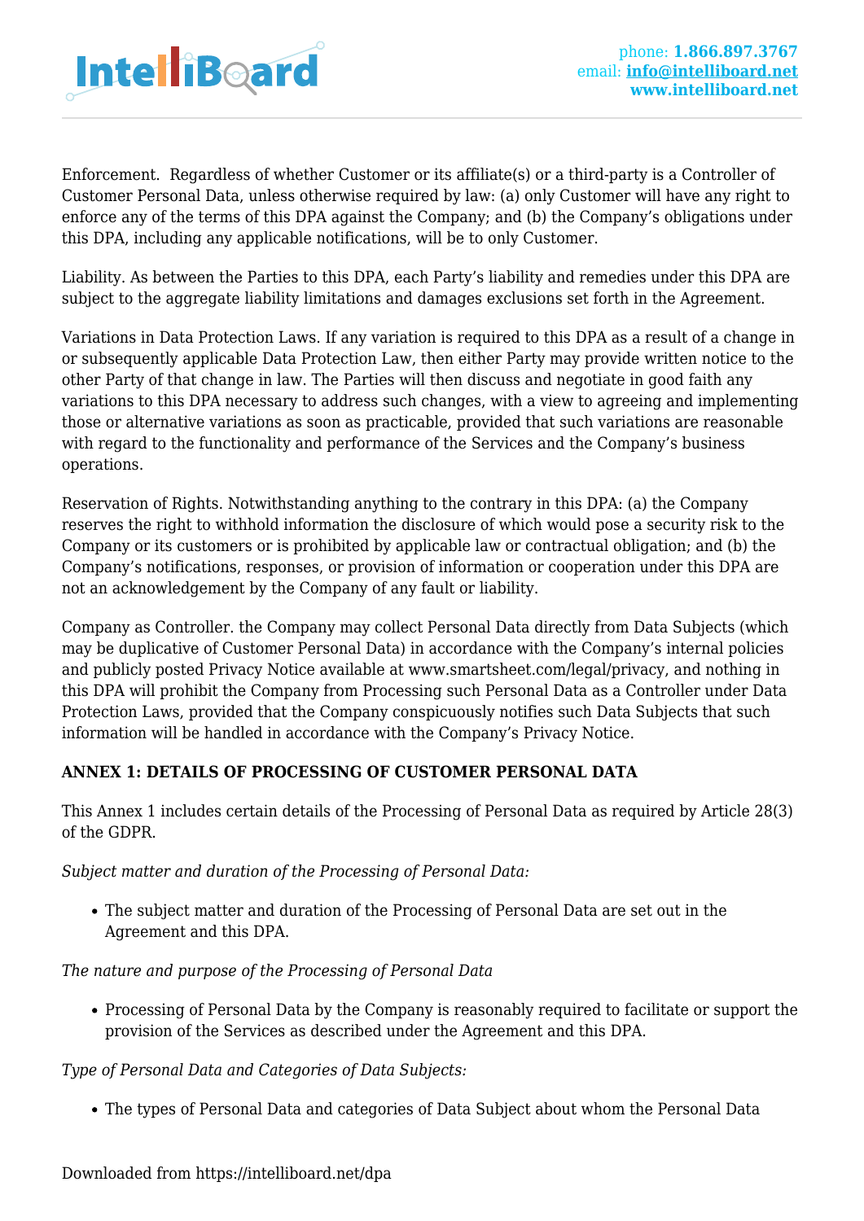Enforcement. Regardless of whether Customer or its affiliate(s) or a third-party is a Controller of Customer Personal Data, unless otherwise required by law: (a) only Customer will have any right to enforce any of the terms of this DPA against the Company; and (b) the Company's obligations under this DPA, including any applicable notifications, will be to only Customer.

Liability. As between the Parties to this DPA, each Party's liability and remedies under this DPA are subject to the aggregate liability limitations and damages exclusions set forth in the Agreement.

Variations in Data Protection Laws. If any variation is required to this DPA as a result of a change in or subsequently applicable Data Protection Law, then either Party may provide written notice to the other Party of that change in law. The Parties will then discuss and negotiate in good faith any variations to this DPA necessary to address such changes, with a view to agreeing and implementing those or alternative variations as soon as practicable, provided that such variations are reasonable with regard to the functionality and performance of the Services and the Company's business operations.

Reservation of Rights. Notwithstanding anything to the contrary in this DPA: (a) the Company reserves the right to withhold information the disclosure of which would pose a security risk to the Company or its customers or is prohibited by applicable law or contractual obligation; and (b) the Company's notifications, responses, or provision of information or cooperation under this DPA are not an acknowledgement by the Company of any fault or liability.

Company as Controller. the Company may collect Personal Data directly from Data Subjects (which may be duplicative of Customer Personal Data) in accordance with the Company's internal policies and publicly posted Privacy Notice available at www.smartsheet.com/legal/privacy, and nothing in this DPA will prohibit the Company from Processing such Personal Data as a Controller under Data Protection Laws, provided that the Company conspicuously notifies such Data Subjects that such information will be handled in accordance with the Company's Privacy Notice.

**ANNEX 1: DETAILS OF PROCESSING OF CUSTOMER PERSONAL DATA**

This Annex 1 includes certain details of the Processing of Personal Data as required by Article 28(3) of the GDPR.

*Subject matter and duration of the Processing of Personal Data:*

- The subject matter and duration of the Processing of Personal Data are set out in the Agreement and this DPA.

*The nature and purpose of the Processing of Personal Data*

- Processing of Personal Data by the Company is reasonably required to facilitate or support the provision of the Services as described under the Agreement and this DPA.

*Type of Personal Data and Categories of Data Subjects:*

- The types of Personal Data and categories of Data Subject about whom the Personal Data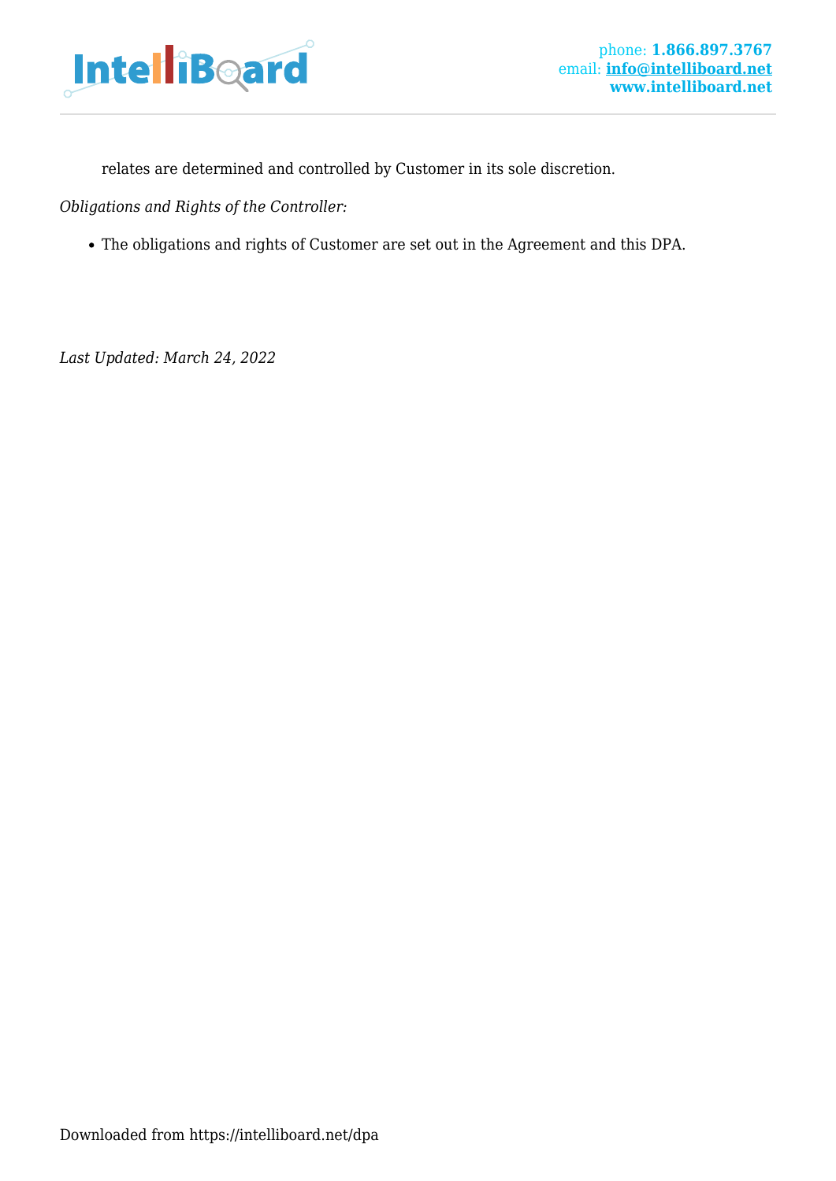relates are determined and controlled by Customer in its sole discretion.

*Obligations and Rights of the Controller:*

- The obligations and rights of Customer are set out in the Agreement and this DPA.

*Last Updated: March 24, 2022*

Downloaded from https://intelliboard.net/dpa